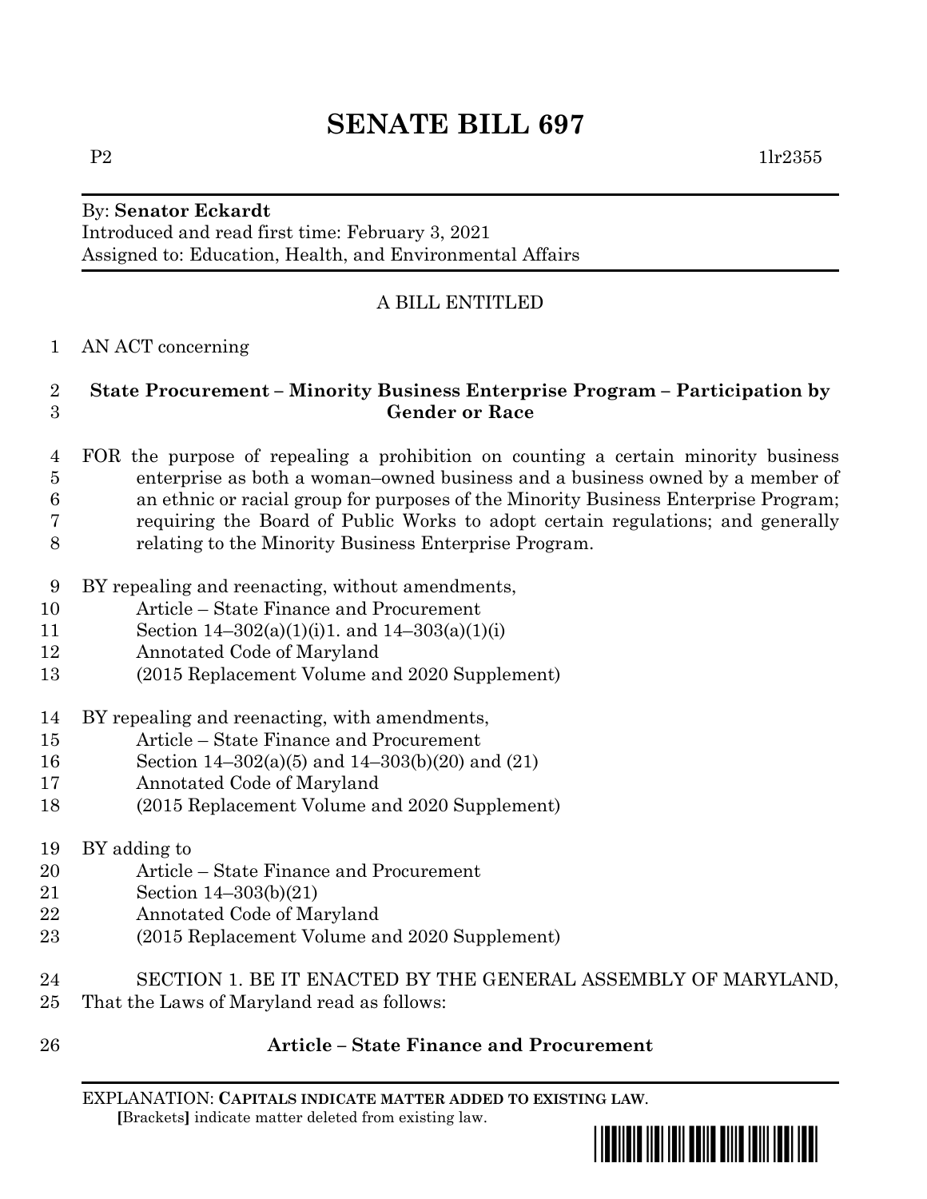# SENATE BILL 697

P2 1lr2355

By: **Senator Eckardt**
Introduced and read first time: February 3, 2021
Assigned to: Education, Health, and Environmental Affairs

A BILL ENTITLED

AN ACT concerning

**State Procurement – Minority Business Enterprise Program – Participation by Gender or Race**

FOR the purpose of repealing a prohibition on counting a certain minority business enterprise as both a woman–owned business and a business owned by a member of an ethnic or racial group for purposes of the Minority Business Enterprise Program; requiring the Board of Public Works to adopt certain regulations; and generally relating to the Minority Business Enterprise Program.

BY repealing and reenacting, without amendments,
Article – State Finance and Procurement
Section 14–302(a)(1)(i)1. and 14–303(a)(1)(i)
Annotated Code of Maryland
(2015 Replacement Volume and 2020 Supplement)

BY repealing and reenacting, with amendments,
Article – State Finance and Procurement
Section 14–302(a)(5) and 14–303(b)(20) and (21)
Annotated Code of Maryland
(2015 Replacement Volume and 2020 Supplement)

BY adding to
Article – State Finance and Procurement
Section 14–303(b)(21)
Annotated Code of Maryland
(2015 Replacement Volume and 2020 Supplement)

SECTION 1. BE IT ENACTED BY THE GENERAL ASSEMBLY OF MARYLAND, That the Laws of Maryland read as follows:

**Article – State Finance and Procurement**

EXPLANATION: **CAPITALS INDICATE MATTER ADDED TO EXISTING LAW**.
**[**Brackets**]** indicate matter deleted from existing law.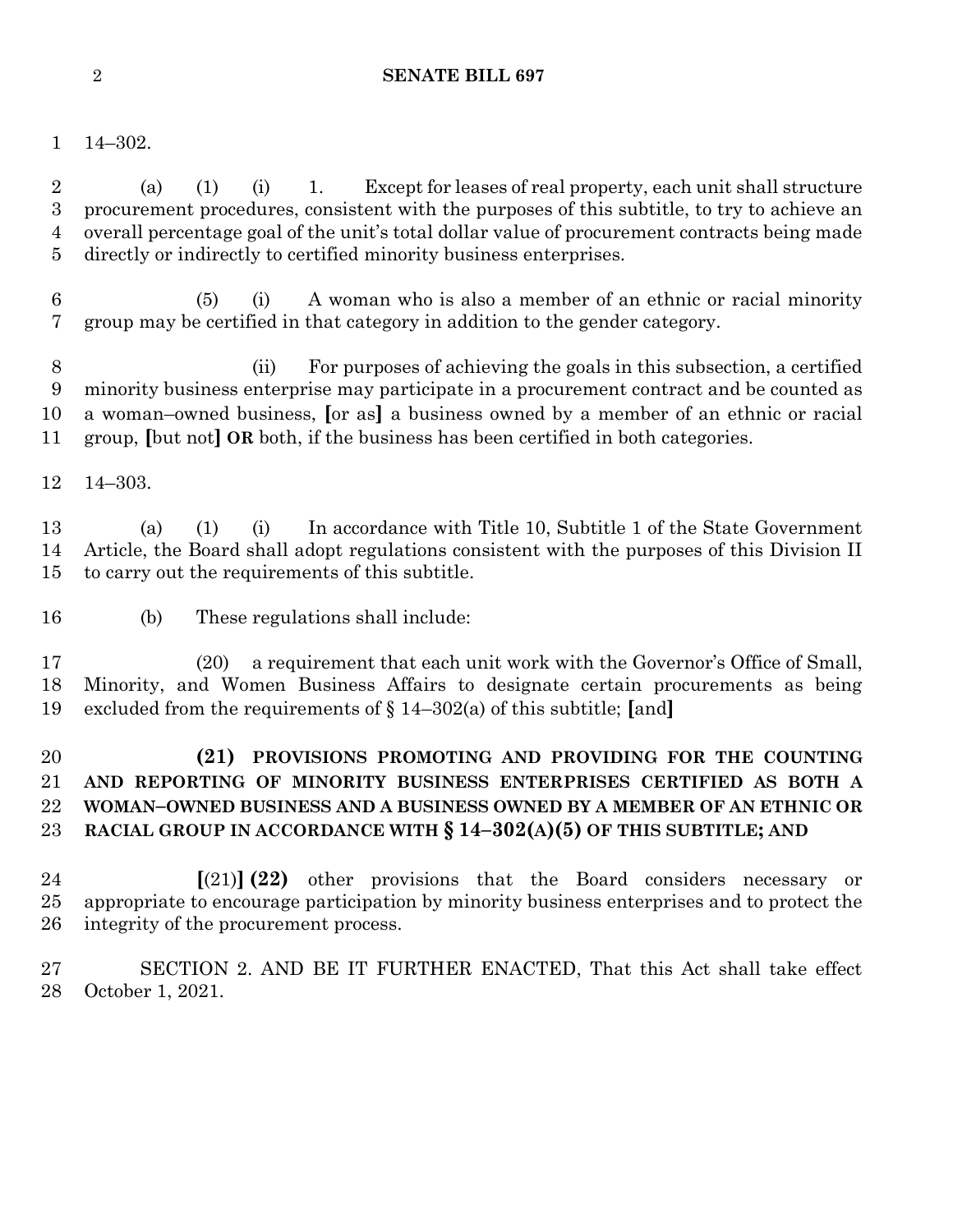14–302.

(a) (1) (i) 1. Except for leases of real property, each unit shall structure procurement procedures, consistent with the purposes of this subtitle, to try to achieve an overall percentage goal of the unit's total dollar value of procurement contracts being made directly or indirectly to certified minority business enterprises.

(5) (i) A woman who is also a member of an ethnic or racial minority group may be certified in that category in addition to the gender category.

(ii) For purposes of achieving the goals in this subsection, a certified minority business enterprise may participate in a procurement contract and be counted as a woman–owned business, **[**or as**]** a business owned by a member of an ethnic or racial group, **[**but not**]** **OR** both, if the business has been certified in both categories.

14–303.

(a) (1) (i) In accordance with Title 10, Subtitle 1 of the State Government Article, the Board shall adopt regulations consistent with the purposes of this Division II to carry out the requirements of this subtitle.

(b) These regulations shall include:

(20) a requirement that each unit work with the Governor's Office of Small, Minority, and Women Business Affairs to designate certain procurements as being excluded from the requirements of § 14–302(a) of this subtitle; **[**and**]**

**(21) PROVISIONS PROMOTING AND PROVIDING FOR THE COUNTING AND REPORTING OF MINORITY BUSINESS ENTERPRISES CERTIFIED AS BOTH A WOMAN–OWNED BUSINESS AND A BUSINESS OWNED BY A MEMBER OF AN ETHNIC OR RACIAL GROUP IN ACCORDANCE WITH § 14–302(A)(5) OF THIS SUBTITLE; AND**

**[**(21)**]** **(22)** other provisions that the Board considers necessary or appropriate to encourage participation by minority business enterprises and to protect the integrity of the procurement process.

SECTION 2. AND BE IT FURTHER ENACTED, That this Act shall take effect October 1, 2021.